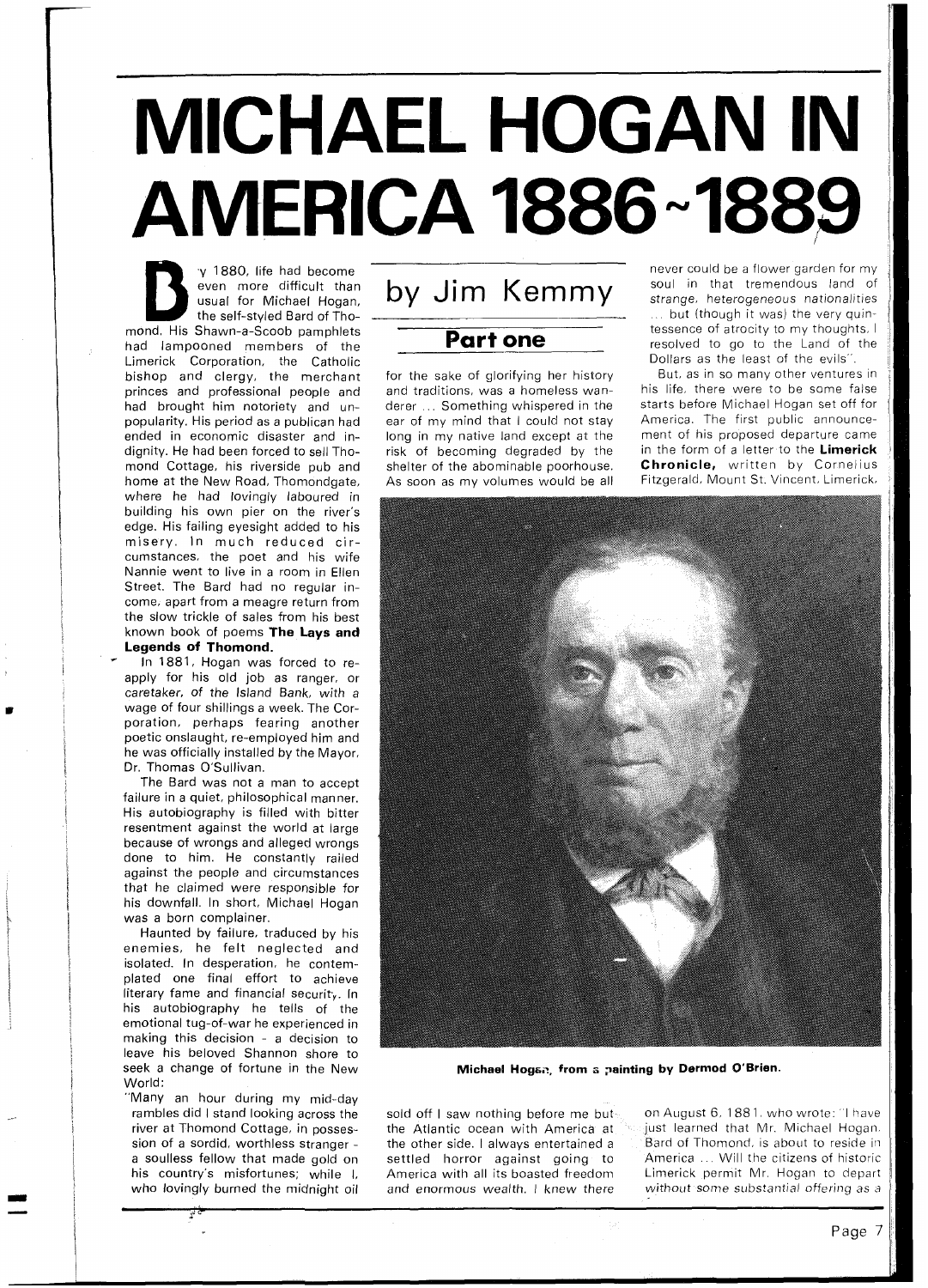# MICHAEL HOGAN IN AMERICA 1886~1889

by Jim Kemmy

## Part one

By 1880, life had become even more difficult than usual for Michael Hogan, the self-styled Bard of Thomond. His Shawn-a-Scoob pamphlets had lampooned members of the Limerick Corporation, the Catholic bishop and clergy, the merchant princes and professional people and had brought him notoriety and unpopularity. His period as a publican had ended in economic disaster and indignity. He had been forced to sell Thomond Cottage, his riverside pub and home at the New Road, Thomondgate, where he had lovingly laboured in building his own pier on the river's edge. His failing eyesight added to his misery. In much reduced circumstances, the poet and his wife Nannie went to live in a room in Ellen Street. The Bard had no regular income, apart from a meagre return from the slow trickle of sales from his best known book of poems **The Lays and Legends of Thomond.**

In 1881, Hogan was forced to reapply for his old job as ranger, or caretaker, of the Island Bank, with a wage of four shillings a week. The Corporation, perhaps fearing another poetic onslaught, re-employed him and he was officially installed by the Mayor, Dr. Thomas O'Sullivan.

The Bard was not a man to accept failure in a quiet, philosophical manner. His autobiography is filled with bitter resentment against the world at large because of wrongs and alleged wrongs done to him. He constantly railed against the people and circumstances that he claimed were responsible for his downfall. In short, Michael Hogan was a born complainer.

Haunted by failure, traduced by his enemies, he felt neglected and isolated. In desperation, he contemplated one final effort to achieve literary fame and financial security. In his autobiography he tells of the emotional tug-of-war he experienced in making this decision - a decision to leave his beloved Shannon shore to seek a change of fortune in the New World:

"Many an hour during my mid-day rambles did I stand looking across the river at Thomond Cottage, in possession of a sordid, worthless stranger - a soulless fellow that made gold on his country's misfortunes; while I, who lovingly burned the midnight oil for the sake of glorifying her history and traditions, was a homeless wanderer ... Something whispered in the ear of my mind that I could not stay long in my native land except at the risk of becoming degraded by the shelter of the abominable poorhouse. As soon as my volumes would be all sold off I saw nothing before me but the Atlantic ocean with America at the other side. I always entertained a settled horror against going to America with all its boasted freedom and enormous wealth. I knew there never could be a flower garden for my soul in that tremendous land of *strange, heterogeneous nationalities* ... but (though it was) the very quintessence of atrocity to my thoughts, I resolved to go to the Land of the Dollars as the least of the evils".

But, as in so many other ventures in his life, there were to be some false starts before Michael Hogan set off for America. The first public announcement of his proposed departure came in the form of a letter to the **Limerick Chronicle,** written by Cornelius Fitzgerald, Mount St. Vincent, Limerick, on August 6, 1881, who wrote: "I have just learned that Mr. Michael Hogan, Bard of Thomond, is about to reside in America ... Will the citizens of historic Limerick permit Mr. Hogan to depart without some substantial offering as a

**Michael Hogan, from a painting by Dermod O'Brien.**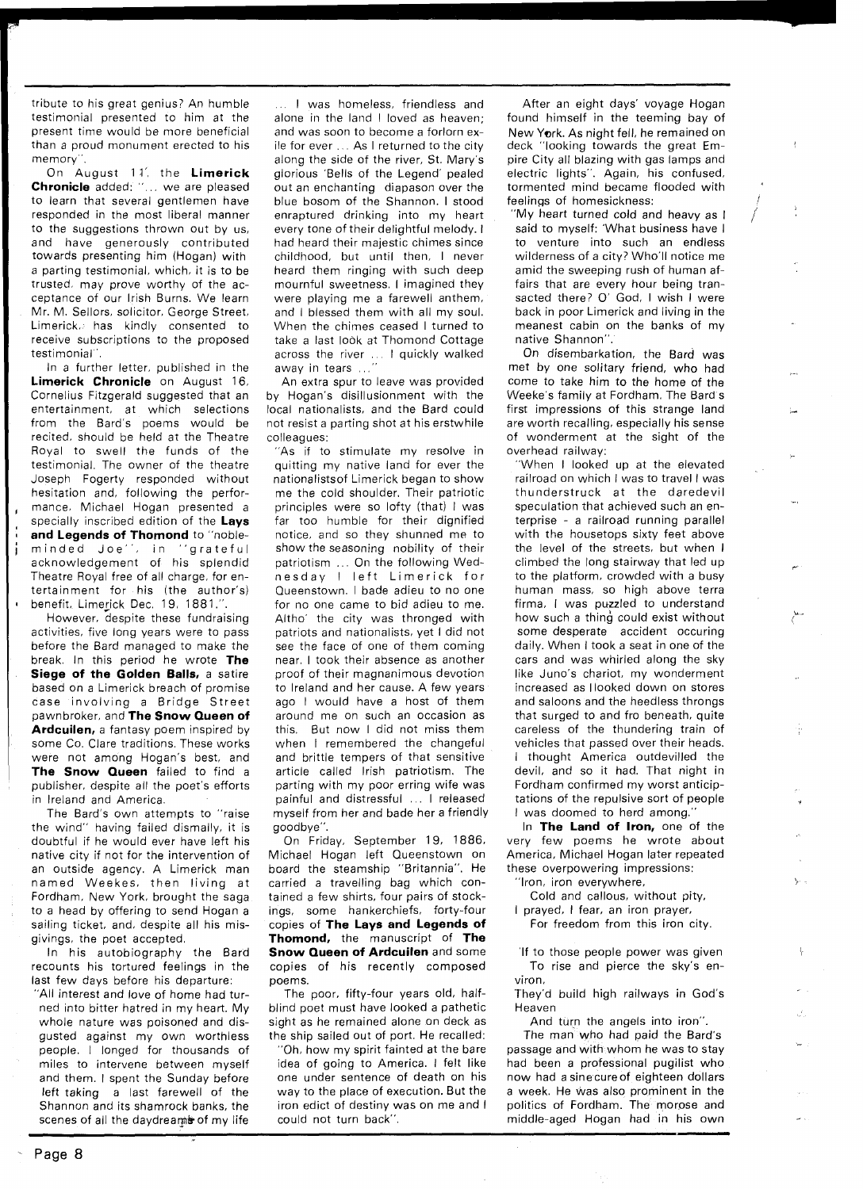tribute to his great genius? An humble testimonial presented to him at the present time would be more beneficial than a proud monument erected to his memory".

On August 11, the **Limerick Chronicle** added: "... we are pleased to learn that several gentlemen have responded in the most liberal manner to the suggestions thrown out by us, and have generously contributed towards presenting him (Hogan) with a parting testimonial, which, it is to be trusted, may prove worthy of the acceptance of our Irish Burns. We learn Mr. M. Sellors, solicitor, George Street, Limerick, has kindly consented to receive subscriptions to the proposed testimonial".

In a further letter, published in the **Limerick Chronicle** on August 16, Cornelius Fitzgerald suggested that an entertainment, at which selections from the Bard's poems would be recited, should be held at the Theatre Royal to swell the funds of the testimonial. The owner of the theatre Joseph Fogerty responded without hesitation and, following the performance, Michael Hogan presented a specially inscribed edition of the **Lays and Legends of Thomond** to "noble-minded Joe", in "grateful acknowledgement of his splendid Theatre Royal free of all charge, for entertainment for his (the author's) benefit. Limerick Dec. 19, 1881.".

However, despite these fundraising activities, five long years were to pass before the Bard managed to make the break. In this period he wrote **The Siege of the Golden Balls,** a satire based on a Limerick breach of promise case involving a Bridge Street pawnbroker, and **The Snow Queen of Ardcuilen,** a fantasy poem inspired by some Co. Clare traditions. These works were not among Hogan's best, and **The Snow Queen** failed to find a publisher, despite all the poet's efforts in Ireland and America.

The Bard's own attempts to "raise the wind" having failed dismally, it is doubtful if he would ever have left his native city if not for the intervention of an outside agency. A Limerick man named Weekes, then living at Fordham, New York, brought the saga to a head by offering to send Hogan a sailing ticket, and, despite all his misgivings, the poet accepted.

In his autobiography the Bard recounts his tortured feelings in the last few days before his departure:

"All interest and love of home had turned into bitter hatred in my heart. My whole nature was poisoned and disgusted against my own worthless people. I longed for thousands of miles to intervene between myself and them. I spent the Sunday before left taking a last farewell of the Shannon and its shamrock banks, the scenes of all the daydreams of my life ... I was homeless, friendless and alone in the land I loved as heaven; and was soon to become a forlorn exile for ever ... As I returned to the city along the side of the river, St. Mary's glorious 'Bells of the Legend' pealed out an enchanting diapason over the blue bosom of the Shannon. I stood enraptured drinking into my heart every tone of their delightful melody. I had heard their majestic chimes since childhood, but until then, I never heard them ringing with such deep mournful sweetness. I imagined they were playing me a farewell anthem, and I blessed them with all my soul. When the chimes ceased I turned to take a last look at Thomond Cottage across the river ... I quickly walked away in tears ..."

An extra spur to leave was provided by Hogan's disillusionment with the local nationalists, and the Bard could not resist a parting shot at his erstwhile colleagues:

"As if to stimulate my resolve in quitting my native land for ever the nationalistsof Limerick began to show me the cold shoulder. Their patriotic principles were so lofty (that) I was far too humble for their dignified notice, and so they shunned me to show the seasoning nobility of their patriotism ... On the following Wednesday I left Limerick for Queenstown. I bade adieu to no one for no one came to bid adieu to me. Altho' the city was thronged with patriots and nationalists, yet I did not see the face of one of them coming near. I took their absence as another proof of their magnanimous devotion to Ireland and her cause. A few years ago I would have a host of them around me on such an occasion as this. But now I did not miss them when I remembered the changeful and brittle tempers of that sensitive article called Irish patriotism. The parting with my poor erring wife was painful and distressful ... I released myself from her and bade her a friendly goodbye".

On Friday, September 19, 1886, Michael Hogan left Queenstown on board the steamship "Britannia". He carried a travelling bag which contained a few shirts, four pairs of stockings, some hankerchiefs, forty-four copies of **The Lays and Legends of Thomond,** the manuscript of **The Snow Queen of Ardcuilen** and some copies of his recently composed poems.

The poor, fifty-four years old, half-blind poet must have looked a pathetic sight as he remained alone on deck as the ship sailed out of port. He recalled:

"Oh, how my spirit fainted at the bare idea of going to America. I felt like one under sentence of death on his way to the place of execution. But the iron edict of destiny was on me and I could not turn back".

After an eight days' voyage Hogan found himself in the teeming bay of New York. As night fell, he remained on deck "looking towards the great Empire City all blazing with gas lamps and electric lights". Again, his confused, tormented mind became flooded with feelings of homesickness:

"My heart turned cold and heavy as I said to myself: 'What business have I to venture into such an endless wilderness of a city? Who'll notice me amid the sweeping rush of human affairs that are every hour being transacted there? O' God, I wish I were back in poor Limerick and living in the meanest cabin on the banks of my native Shannon".

On disembarkation, the Bard was met by one solitary friend, who had come to take him to the home of the Weeke's family at Fordham. The Bard's first impressions of this strange land are worth recalling, especially his sense of wonderment at the sight of the overhead railway:

"When I looked up at the elevated railroad on which I was to travel I was thunderstruck at the daredevil speculation that achieved such an enterprise - a railroad running parallel with the housetops sixty feet above the level of the streets, but when I climbed the long stairway that led up to the platform, crowded with a busy human mass, so high above terra firma, I was puzzled to understand how such a thing could exist without some desperate accident occuring daily. When I took a seat in one of the cars and was whirled along the sky like Juno's chariot, my wonderment increased as I looked down on stores and saloons and the heedless throngs that surged to and fro beneath, quite careless of the thundering train of vehicles that passed over their heads. I thought America outdevilled the devil, and so it had. That night in Fordham confirmed my worst anticipations of the repulsive sort of people I was doomed to herd among."

In **The Land of Iron,** one of the very few poems he wrote about America, Michael Hogan later repeated these overpowering impressions:

"Iron, iron everywhere,
Cold and callous, without pity,
I prayed, I fear, an iron prayer,
For freedom from this iron city.

'If to those people power was given
To rise and pierce the sky's environ,
They'd build high railways in God's Heaven
And turn the angels into iron".

The man who had paid the Bard's passage and with whom he was to stay had been a professional pugilist who now had a sinecureof eighteen dollars a week. He was also prominent in the politics of Fordham. The morose and middle-aged Hogan had in his own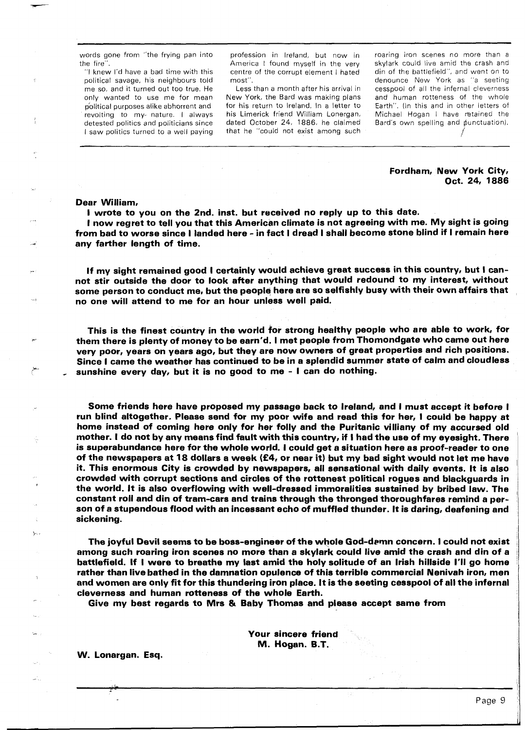words gone from "the frying pan into the fire".

"I knew I'd have a bad time with this political savage, his neighbours told me so, and it turned out too true. He only wanted to use me for mean political purposes alike abhorrent and revolting to my nature. I always detested politics and politicians since I saw politics turned to a well paying profession in Ireland, but now in America I found myself in the very centre of the corrupt element I hated most".

Less than a month after his arrival in New York, the Bard was making plans for his return to Ireland. In a letter to his Limerick friend William Lonergan, dated October 24, 1886, he claimed that he "could not exist among such roaring iron scenes no more than a skylark could live amid the crash and din of the battlefield", and went on to denounce New York as "a seeting cesspool of all the infernal cleverness and human rotteness of the whole Earth". (In this and in other letters of Michael Hogan I have retained the Bard's own spelling and punctuation).

**Fordham, New York City,**
**Oct. 24, 1886**

**Dear William,**

**I wrote to you on the 2nd. inst. but received no reply up to this date.**

**I now regret to tell you that this American climate is not agreeing with me. My sight is going from bad to worse since I landed here - in fact I dread I shall become stone blind if I remain here any farther length of time.**

**If my sight remained good I certainly would achieve great success in this country, but I cannot stir outside the door to look after anything that would redound to my interest, without some person to conduct me, but the people here are so selfishly busy with their own affairs that no one will attend to me for an hour unless well paid.**

**This is the finest country in the world for strong healthy people who are able to work, for them there is plenty of money to be earn'd. I met people from Thomondgate who came out here very poor, years on years ago, but they are now owners of great properties and rich positions. Since I came the weather has continued to be in a splendid summer state of calm and cloudless sunshine every day, but it is no good to me - I can do nothing.**

**Some friends here have proposed my passage back to Ireland, and I must accept it before I run blind altogether. Please send for my poor wife and read this for her, I could be happy at home instead of coming here only for her folly and the Puritanic villiany of my accursed old mother. I do not by any means find fault with this country, if I had the use of my eyesight. There is superabundance here for the whole world. I could get a situation here as proof-reader to one of the newspapers at 18 dollars a week (£4, or near it) but my bad sight would not let me have it. This enormous City is crowded by newspapers, all sensational with daily events. It is also crowded with corrupt sections and circles of the rottenest political rogues and blackguards in the world. It is also overflowing with well-dressed immoralities sustained by bribed law. The constant roll and din of tram-cars and trains through the thronged thoroughfares remind a person of a stupendous flood with an incessant echo of muffled thunder. It is daring, deafening and sickening.**

**The joyful Devil seems to be boss-engineer of the whole God-damn concern. I could not exist among such roaring iron scenes no more than a skylark could live amid the crash and din of a battlefield. If I were to breathe my last amid the holy solitude of an Irish hillside I'll go home rather than live bathed in the damnation opulence of this terrible commercial Nenivah iron, men and women are only fit for this thundering iron place. It is the seeting cesspool of all the infernal cleverness and human rotteness of the whole Earth.**

**Give my best regards to Mrs & Baby Thomas and please accept same from**

**Your sincere friend**
**M. Hogan. B.T.**

**W. Lonargan. Esq.**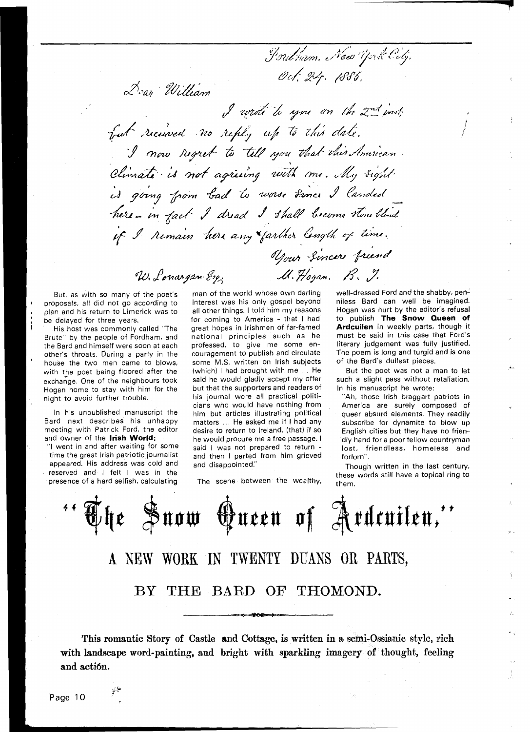Fordham, New York City.
Oct. 24. 1886.

Dear William

I wrote to you on the 2nd inst. but received no reply up to this date. I now regret to tell you that this American climate is not agreeing with me. My sight is going from bad to worse since I landed here – in fact I dread I shall become stone blind if I remain here any farther length of time.

Your sincere friend
M. Hogan. B. T.

W. Lonargan Esq.

But, as with so many of the poet's proposals, all did not go according to plan and his return to Limerick was to be delayed for three years.

His host was commonly called "The Brute" by the people of Fordham, and the Bard and himself were soon at each other's throats. During a party in the house the two men came to blows, with the poet being floored after the exchange. One of the neighbours took Hogan home to stay with him for the night to avoid further trouble.

In his unpublished manuscript the Bard next describes his unhappy meeting with Patrick Ford, the editor and owner of the **Irish World:**

"I went in and after waiting for some time the great Irish patriotic journalist appeared. His address was cold and reserved and I felt I was in the presence of a hard selfish, calculating man of the world whose own darling interest was his only gospel beyond all other things. I told him my reasons for coming to America - that I had great hopes in Irishmen of far-famed national principles such as he professed, to give me some encouragement to publish and circulate some M.S. written on Irish subjects (which) I had brought with me ... He said he would gladly accept my offer but that the supporters and readers of his journal were all practical politicians who would have nothing from him but articles illustrating political matters ... He asked me if I had any desire to return to Ireland, (that) if so he would procure me a free passage. I said I was not prepared to return - and then I parted from him grieved and disappointed."

The scene between the wealthy, well-dressed Ford and the shabby, penniless Bard can well be imagined. Hogan was hurt by the editor's refusal to publish **The Snow Queen of Ardcuilen** in weekly parts, though it must be said in this case that Ford's literary judgement was fully justified. The poem is long and turgid and is one of the Bard's dullest pieces.

But the poet was not a man to let such a slight pass without retaliation. In his manuscript he wrote:

"Ah, those Irish braggart patriots in America are surely composed of queer absurd elements. They readily subscribe for dynamite to blow up English cities but they have no friendly hand for a poor fellow countryman lost, friendless, homeless and forlorn".

Though written in the last century, these words still have a topical ring to them.

# "The Snow Queen of Ardcuilen,"

## A NEW WORK IN TWENTY DUANS OR PARTS,

## BY THE BARD OF THOMOND.

**This romantic Story of Castle and Cottage, is written in a semi-Ossianic style, rich with landscape word-painting, and bright with sparkling imagery of thought, feeling and actiôn.**